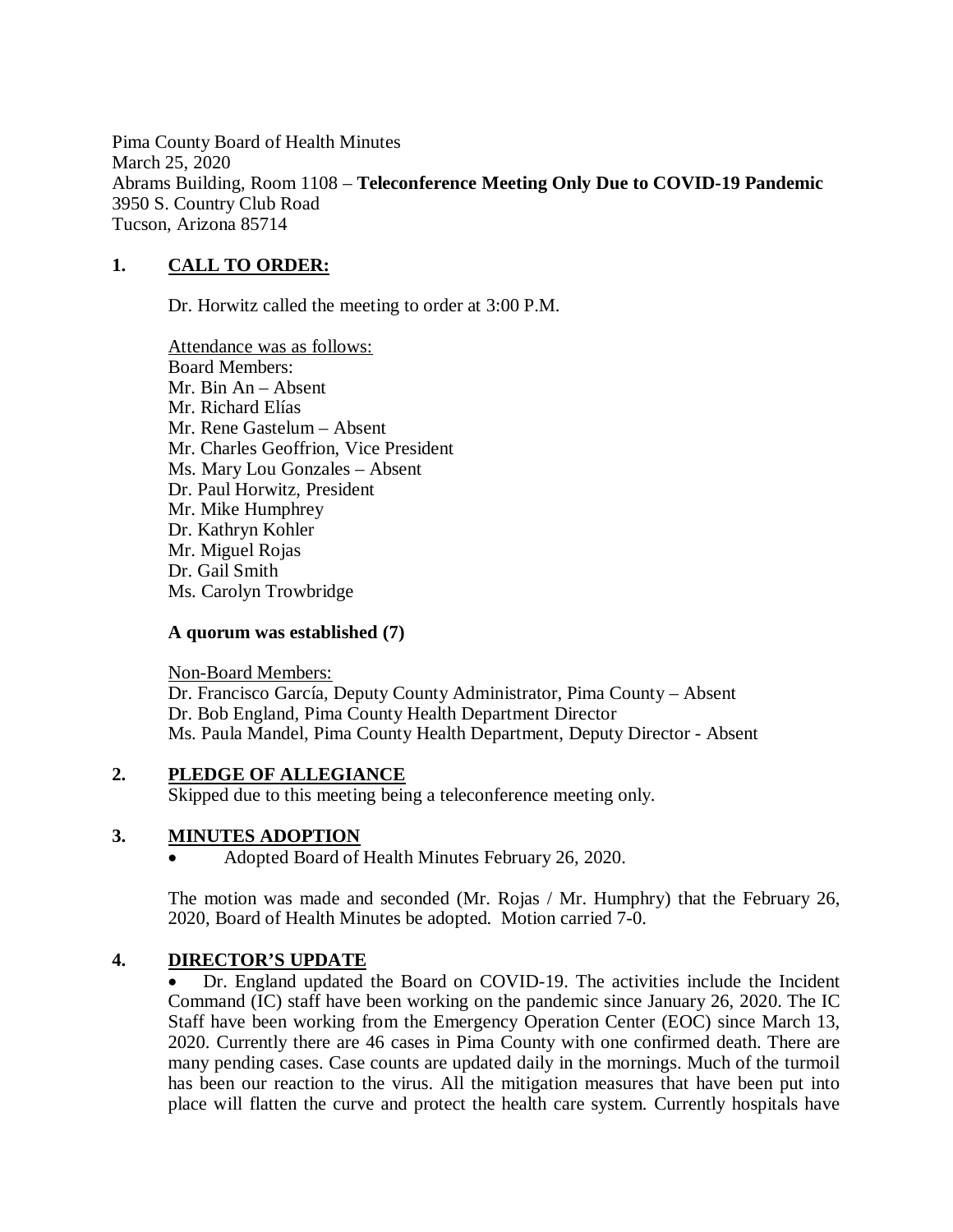Pima County Board of Health Minutes
March 25, 2020
Abrams Building, Room 1108 – **Teleconference Meeting Only Due to COVID-19 Pandemic**
3950 S. Country Club Road
Tucson, Arizona 85714

## 1. CALL TO ORDER:

Dr. Horwitz called the meeting to order at 3:00 P.M.

Attendance was as follows:
Board Members:
Mr. Bin An – Absent
Mr. Richard Elías
Mr. Rene Gastelum – Absent
Mr. Charles Geoffrion, Vice President
Ms. Mary Lou Gonzales – Absent
Dr. Paul Horwitz, President
Mr. Mike Humphrey
Dr. Kathryn Kohler
Mr. Miguel Rojas
Dr. Gail Smith
Ms. Carolyn Trowbridge

**A quorum was established (7)**

Non-Board Members:
Dr. Francisco García, Deputy County Administrator, Pima County – Absent
Dr. Bob England, Pima County Health Department Director
Ms. Paula Mandel, Pima County Health Department, Deputy Director - Absent

## 2. PLEDGE OF ALLEGIANCE

Skipped due to this meeting being a teleconference meeting only.

## 3. MINUTES ADOPTION

- Adopted Board of Health Minutes February 26, 2020.

The motion was made and seconded (Mr. Rojas / Mr. Humphry) that the February 26, 2020, Board of Health Minutes be adopted. Motion carried 7-0.

## 4. DIRECTOR'S UPDATE

- Dr. England updated the Board on COVID-19. The activities include the Incident Command (IC) staff have been working on the pandemic since January 26, 2020. The IC Staff have been working from the Emergency Operation Center (EOC) since March 13, 2020. Currently there are 46 cases in Pima County with one confirmed death. There are many pending cases. Case counts are updated daily in the mornings. Much of the turmoil has been our reaction to the virus. All the mitigation measures that have been put into place will flatten the curve and protect the health care system. Currently hospitals have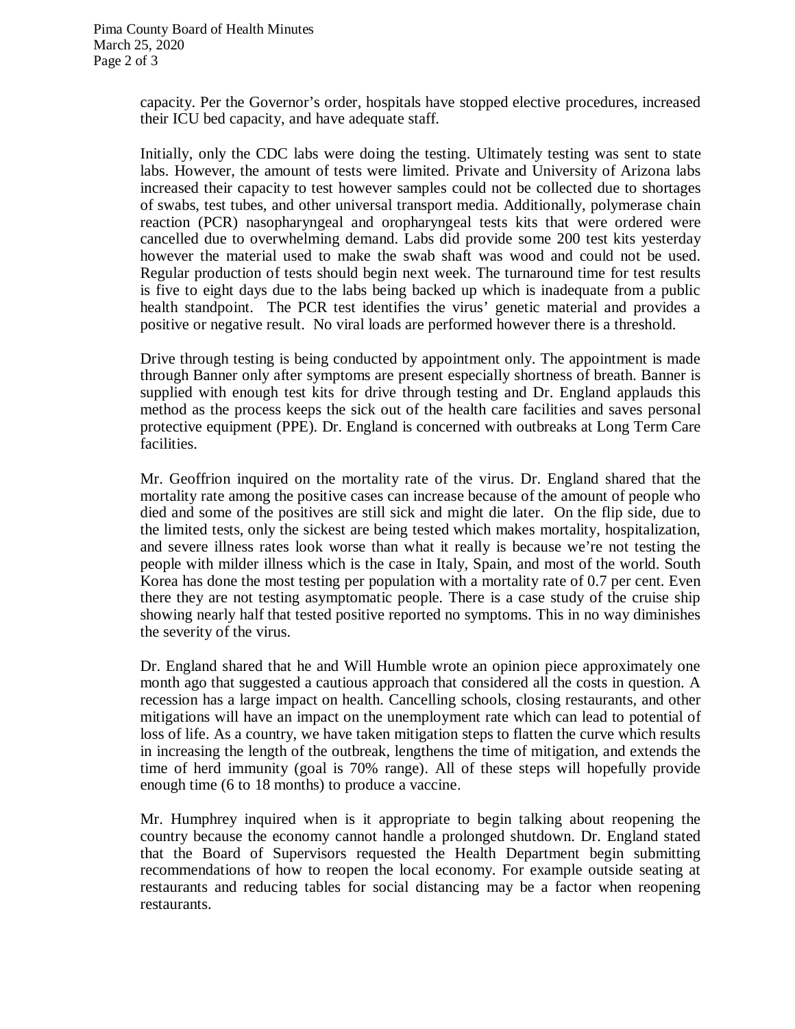capacity. Per the Governor's order, hospitals have stopped elective procedures, increased their ICU bed capacity, and have adequate staff.

Initially, only the CDC labs were doing the testing. Ultimately testing was sent to state labs. However, the amount of tests were limited. Private and University of Arizona labs increased their capacity to test however samples could not be collected due to shortages of swabs, test tubes, and other universal transport media. Additionally, polymerase chain reaction (PCR) nasopharyngeal and oropharyngeal tests kits that were ordered were cancelled due to overwhelming demand. Labs did provide some 200 test kits yesterday however the material used to make the swab shaft was wood and could not be used. Regular production of tests should begin next week. The turnaround time for test results is five to eight days due to the labs being backed up which is inadequate from a public health standpoint. The PCR test identifies the virus' genetic material and provides a positive or negative result. No viral loads are performed however there is a threshold.

Drive through testing is being conducted by appointment only. The appointment is made through Banner only after symptoms are present especially shortness of breath. Banner is supplied with enough test kits for drive through testing and Dr. England applauds this method as the process keeps the sick out of the health care facilities and saves personal protective equipment (PPE). Dr. England is concerned with outbreaks at Long Term Care facilities.

Mr. Geoffrion inquired on the mortality rate of the virus. Dr. England shared that the mortality rate among the positive cases can increase because of the amount of people who died and some of the positives are still sick and might die later. On the flip side, due to the limited tests, only the sickest are being tested which makes mortality, hospitalization, and severe illness rates look worse than what it really is because we're not testing the people with milder illness which is the case in Italy, Spain, and most of the world. South Korea has done the most testing per population with a mortality rate of 0.7 per cent. Even there they are not testing asymptomatic people. There is a case study of the cruise ship showing nearly half that tested positive reported no symptoms. This in no way diminishes the severity of the virus.

Dr. England shared that he and Will Humble wrote an opinion piece approximately one month ago that suggested a cautious approach that considered all the costs in question. A recession has a large impact on health. Cancelling schools, closing restaurants, and other mitigations will have an impact on the unemployment rate which can lead to potential of loss of life. As a country, we have taken mitigation steps to flatten the curve which results in increasing the length of the outbreak, lengthens the time of mitigation, and extends the time of herd immunity (goal is 70% range). All of these steps will hopefully provide enough time (6 to 18 months) to produce a vaccine.

Mr. Humphrey inquired when is it appropriate to begin talking about reopening the country because the economy cannot handle a prolonged shutdown. Dr. England stated that the Board of Supervisors requested the Health Department begin submitting recommendations of how to reopen the local economy. For example outside seating at restaurants and reducing tables for social distancing may be a factor when reopening restaurants.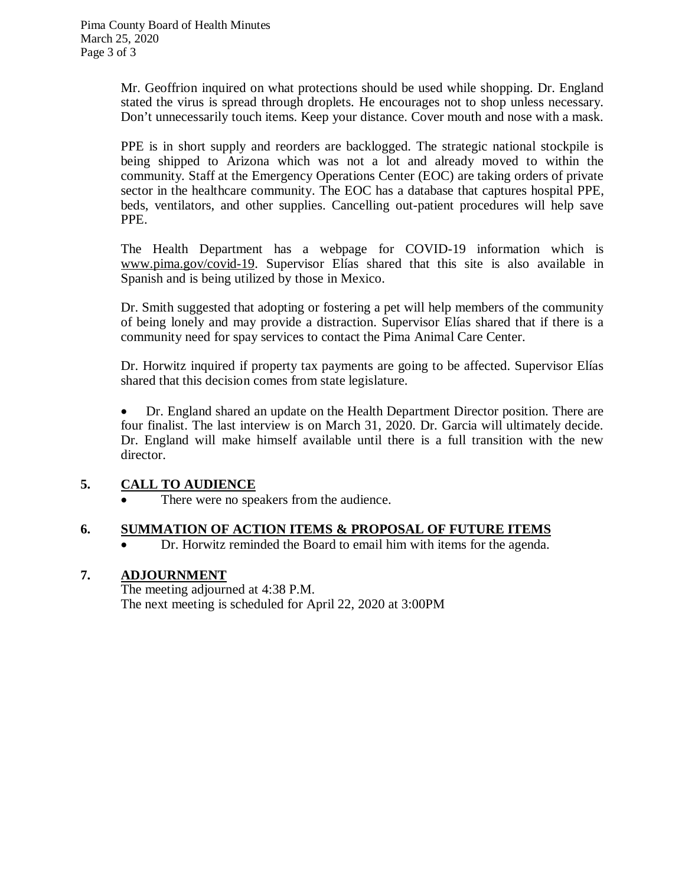Mr. Geoffrion inquired on what protections should be used while shopping. Dr. England stated the virus is spread through droplets. He encourages not to shop unless necessary. Don't unnecessarily touch items. Keep your distance. Cover mouth and nose with a mask.

PPE is in short supply and reorders are backlogged. The strategic national stockpile is being shipped to Arizona which was not a lot and already moved to within the community. Staff at the Emergency Operations Center (EOC) are taking orders of private sector in the healthcare community. The EOC has a database that captures hospital PPE, beds, ventilators, and other supplies. Cancelling out-patient procedures will help save PPE.

The Health Department has a webpage for COVID-19 information which is www.pima.gov/covid-19. Supervisor Elías shared that this site is also available in Spanish and is being utilized by those in Mexico.

Dr. Smith suggested that adopting or fostering a pet will help members of the community of being lonely and may provide a distraction. Supervisor Elías shared that if there is a community need for spay services to contact the Pima Animal Care Center.

Dr. Horwitz inquired if property tax payments are going to be affected. Supervisor Elías shared that this decision comes from state legislature.

- Dr. England shared an update on the Health Department Director position. There are four finalist. The last interview is on March 31, 2020. Dr. Garcia will ultimately decide. Dr. England will make himself available until there is a full transition with the new director.

## 5. CALL TO AUDIENCE

- There were no speakers from the audience.

## 6. SUMMATION OF ACTION ITEMS & PROPOSAL OF FUTURE ITEMS

- Dr. Horwitz reminded the Board to email him with items for the agenda.

## 7. ADJOURNMENT

The meeting adjourned at 4:38 P.M.
The next meeting is scheduled for April 22, 2020 at 3:00PM